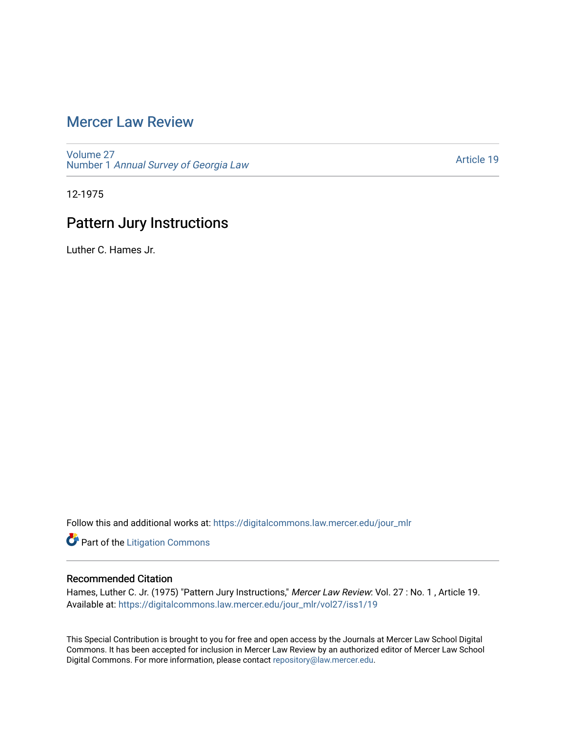# Mercer Law Review

Volume 27
Number 1 *Annual Survey of Georgia Law*

Article 19

12-1975

## Pattern Jury Instructions

Luther C. Hames Jr.

Follow this and additional works at: https://digitalcommons.law.mercer.edu/jour_mlr

Part of the Litigation Commons

### Recommended Citation

Hames, Luther C. Jr. (1975) "Pattern Jury Instructions," *Mercer Law Review*: Vol. 27 : No. 1 , Article 19.
Available at: https://digitalcommons.law.mercer.edu/jour_mlr/vol27/iss1/19

This Special Contribution is brought to you for free and open access by the Journals at Mercer Law School Digital Commons. It has been accepted for inclusion in Mercer Law Review by an authorized editor of Mercer Law School Digital Commons. For more information, please contact repository@law.mercer.edu.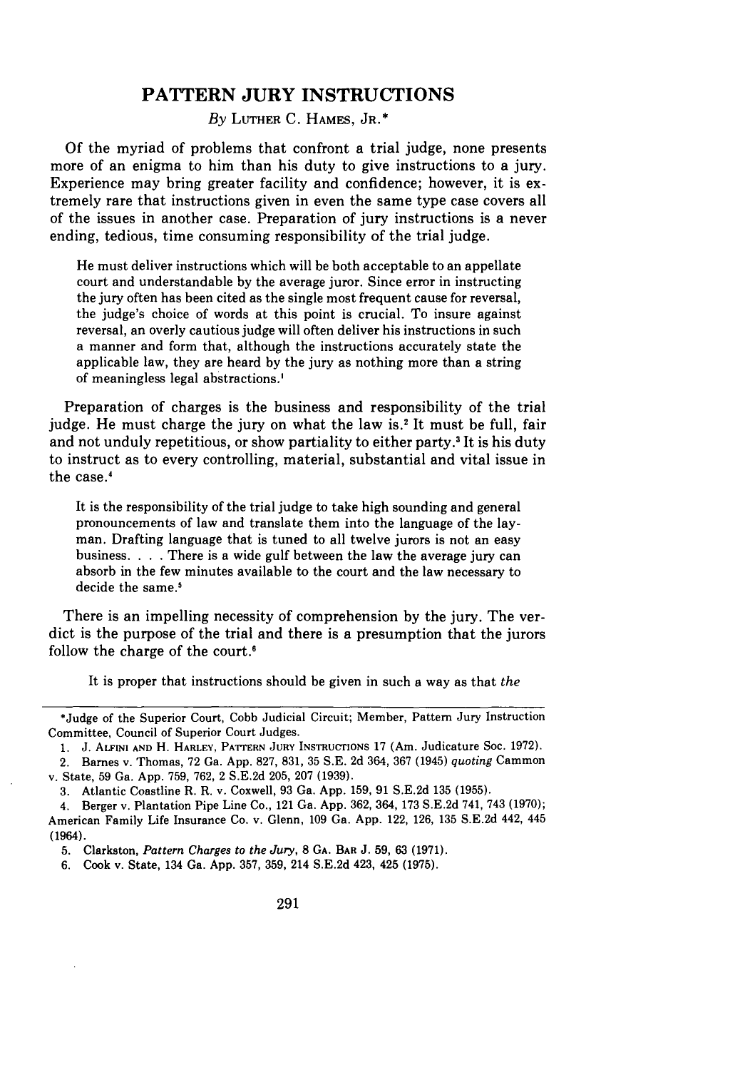# PATTERN JURY INSTRUCTIONS

*By* LUTHER C. HAMES, JR.*

Of the myriad of problems that confront a trial judge, none presents more of an enigma to him than his duty to give instructions to a jury. Experience may bring greater facility and confidence; however, it is extremely rare that instructions given in even the same type case covers all of the issues in another case. Preparation of jury instructions is a never ending, tedious, time consuming responsibility of the trial judge.

> He must deliver instructions which will be both acceptable to an appellate court and understandable by the average juror. Since error in instructing the jury often has been cited as the single most frequent cause for reversal, the judge's choice of words at this point is crucial. To insure against reversal, an overly cautious judge will often deliver his instructions in such a manner and form that, although the instructions accurately state the applicable law, they are heard by the jury as nothing more than a string of meaningless legal abstractions.[1]

Preparation of charges is the business and responsibility of the trial judge. He must charge the jury on what the law is.[2] It must be full, fair and not unduly repetitious, or show partiality to either party.[3] It is his duty to instruct as to every controlling, material, substantial and vital issue in the case.[4]

> It is the responsibility of the trial judge to take high sounding and general pronouncements of law and translate them into the language of the layman. Drafting language that is tuned to all twelve jurors is not an easy business. . . . There is a wide gulf between the law the average jury can absorb in the few minutes available to the court and the law necessary to decide the same.[5]

There is an impelling necessity of comprehension by the jury. The verdict is the purpose of the trial and there is a presumption that the jurors follow the charge of the court.[6]

> It is proper that instructions should be given in such a way as that *the*

---

*Judge of the Superior Court, Cobb Judicial Circuit; Member, Pattern Jury Instruction Committee, Council of Superior Court Judges.

1. J. ALFINI AND H. HARLEY, PATTERN JURY INSTRUCTIONS 17 (Am. Judicature Soc. 1972).

2. Barnes v. Thomas, 72 Ga. App. 827, 831, 35 S.E. 2d 364, 367 (1945) *quoting* Cammon v. State, 59 Ga. App. 759, 762, 2 S.E.2d 205, 207 (1939).

3. Atlantic Coastline R. R. v. Coxwell, 93 Ga. App. 159, 91 S.E.2d 135 (1955).

4. Berger v. Plantation Pipe Line Co., 121 Ga. App. 362, 364, 173 S.E.2d 741, 743 (1970); American Family Life Insurance Co. v. Glenn, 109 Ga. App. 122, 126, 135 S.E.2d 442, 445 (1964).

5. Clarkston, *Pattern Charges to the Jury*, 8 GA. BAR J. 59, 63 (1971).

6. Cook v. State, 134 Ga. App. 357, 359, 214 S.E.2d 423, 425 (1975).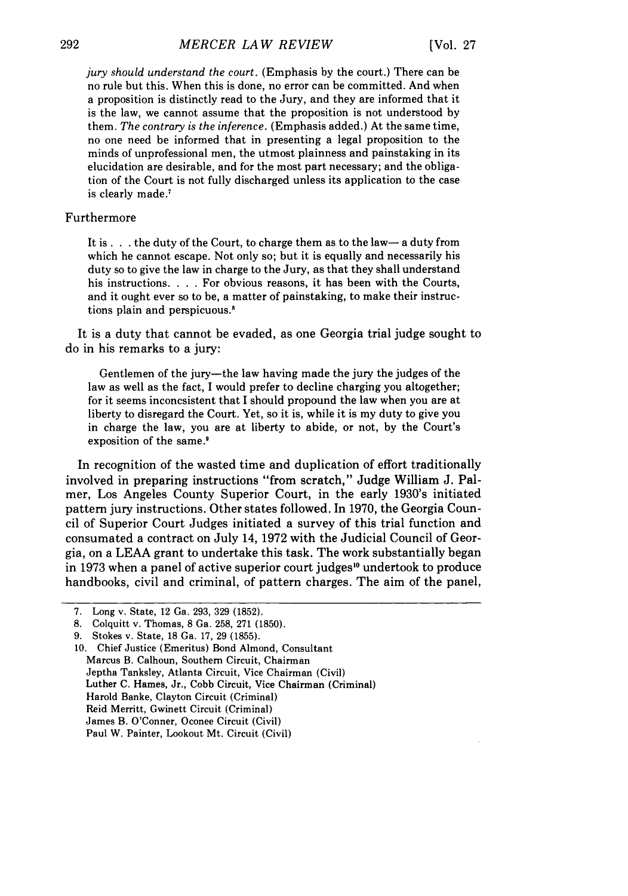*jury should understand the court.* (Emphasis by the court.) There can be no rule but this. When this is done, no error can be committed. And when a proposition is distinctly read to the Jury, and they are informed that it is the law, we cannot assume that the proposition is not understood by them. *The contrary is the inference.* (Emphasis added.) At the same time, no one need be informed that in presenting a legal proposition to the minds of unprofessional men, the utmost plainness and painstaking in its elucidation are desirable, and for the most part necessary; and the obligation of the Court is not fully discharged unless its application to the case is clearly made.[7]

Furthermore

> It is . . . the duty of the Court, to charge them as to the law— a duty from which he cannot escape. Not only so; but it is equally and necessarily his duty so to give the law in charge to the Jury, as that they shall understand his instructions. . . . For obvious reasons, it has been with the Courts, and it ought ever so to be, a matter of painstaking, to make their instructions plain and perspicuous.[8]

It is a duty that cannot be evaded, as one Georgia trial judge sought to do in his remarks to a jury:

> Gentlemen of the jury—the law having made the jury the judges of the law as well as the fact, I would prefer to decline charging you altogether; for it seems inconcsistent that I should propound the law when you are at liberty to disregard the Court. Yet, so it is, while it is my duty to give you in charge the law, you are at liberty to abide, or not, by the Court's exposition of the same.[9]

In recognition of the wasted time and duplication of effort traditionally involved in preparing instructions "from scratch," Judge William J. Palmer, Los Angeles County Superior Court, in the early 1930's initiated pattern jury instructions. Other states followed. In 1970, the Georgia Council of Superior Court Judges initiated a survey of this trial function and consumated a contract on July 14, 1972 with the Judicial Council of Georgia, on a LEAA grant to undertake this task. The work substantially began in 1973 when a panel of active superior court judges[10] undertook to produce handbooks, civil and criminal, of pattern charges. The aim of the panel,

---

7. Long v. State, 12 Ga. 293, 329 (1852).
8. Colquitt v. Thomas, 8 Ga. 258, 271 (1850).
9. Stokes v. State, 18 Ga. 17, 29 (1855).
10. Chief Justice (Emeritus) Bond Almond, Consultant
Marcus B. Calhoun, Southern Circuit, Chairman
Jeptha Tanksley, Atlanta Circuit, Vice Chairman (Civil)
Luther C. Hames, Jr., Cobb Circuit, Vice Chairman (Criminal)
Harold Banke, Clayton Circuit (Criminal)
Reid Merritt, Gwinett Circuit (Criminal)
James B. O'Conner, Oconee Circuit (Civil)
Paul W. Painter, Lookout Mt. Circuit (Civil)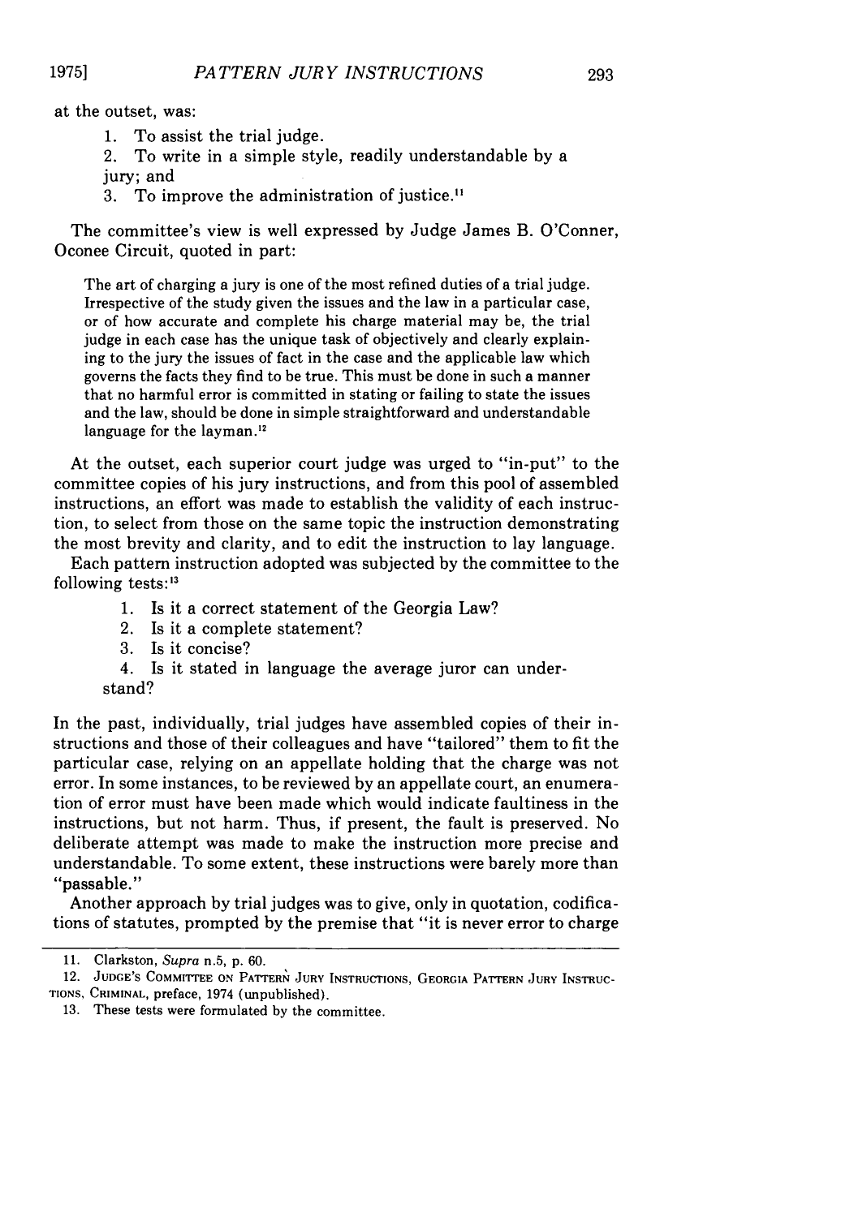at the outset, was:

1. To assist the trial judge.
2. To write in a simple style, readily understandable by a jury; and
3. To improve the administration of justice.[11]

The committee's view is well expressed by Judge James B. O'Conner, Oconee Circuit, quoted in part:

> The art of charging a jury is one of the most refined duties of a trial judge. Irrespective of the study given the issues and the law in a particular case, or of how accurate and complete his charge material may be, the trial judge in each case has the unique task of objectively and clearly explaining to the jury the issues of fact in the case and the applicable law which governs the facts they find to be true. This must be done in such a manner that no harmful error is committed in stating or failing to state the issues and the law, should be done in simple straightforward and understandable language for the layman.[12]

At the outset, each superior court judge was urged to "in-put" to the committee copies of his jury instructions, and from this pool of assembled instructions, an effort was made to establish the validity of each instruction, to select from those on the same topic the instruction demonstrating the most brevity and clarity, and to edit the instruction to lay language.

Each pattern instruction adopted was subjected by the committee to the following tests:[13]

1. Is it a correct statement of the Georgia Law?
2. Is it a complete statement?
3. Is it concise?
4. Is it stated in language the average juror can understand?

In the past, individually, trial judges have assembled copies of their instructions and those of their colleagues and have "tailored" them to fit the particular case, relying on an appellate holding that the charge was not error. In some instances, to be reviewed by an appellate court, an enumeration of error must have been made which would indicate faultiness in the instructions, but not harm. Thus, if present, the fault is preserved. No deliberate attempt was made to make the instruction more precise and understandable. To some extent, these instructions were barely more than "passable."

Another approach by trial judges was to give, only in quotation, codifications of statutes, prompted by the premise that "it is never error to charge

---

11. Clarkston, *Supra* n.5, p. 60.

12. JUDGE'S COMMITTEE ON PATTERN JURY INSTRUCTIONS, GEORGIA PATTERN JURY INSTRUCTIONS, CRIMINAL, preface, 1974 (unpublished).

13. These tests were formulated by the committee.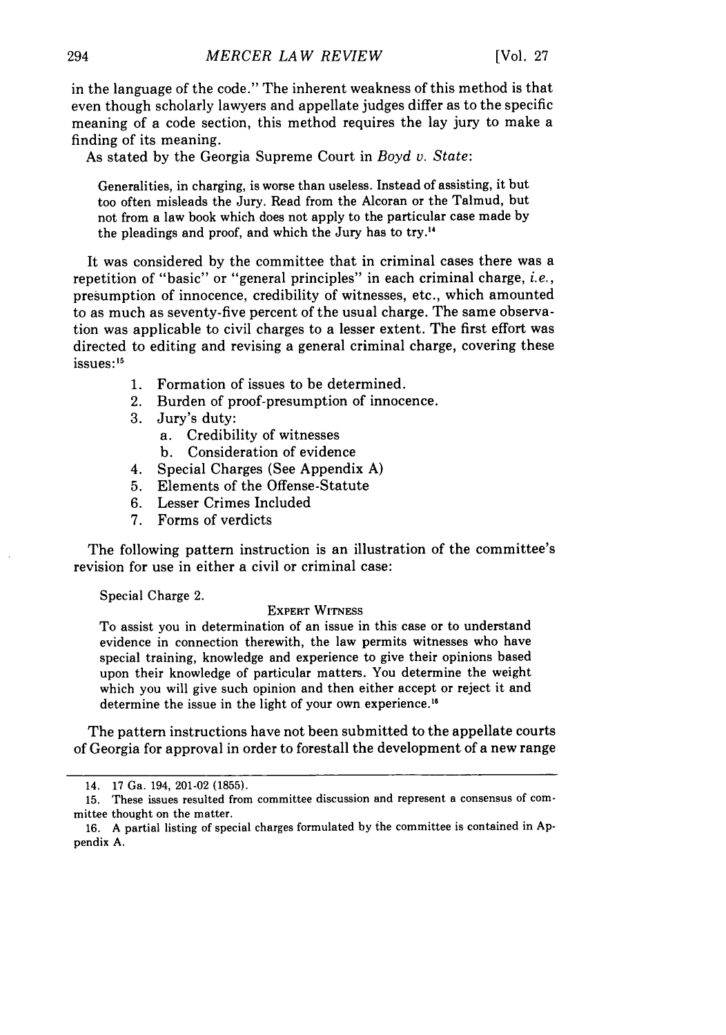in the language of the code." The inherent weakness of this method is that even though scholarly lawyers and appellate judges differ as to the specific meaning of a code section, this method requires the lay jury to make a finding of its meaning.

As stated by the Georgia Supreme Court in *Boyd v. State*:

> Generalities, in charging, is worse than useless. Instead of assisting, it but too often misleads the Jury. Read from the Alcoran or the Talmud, but not from a law book which does not apply to the particular case made by the pleadings and proof, and which the Jury has to try.[14]

It was considered by the committee that in criminal cases there was a repetition of "basic" or "general principles" in each criminal charge, *i.e.*, presumption of innocence, credibility of witnesses, etc., which amounted to as much as seventy-five percent of the usual charge. The same observation was applicable to civil charges to a lesser extent. The first effort was directed to editing and revising a general criminal charge, covering these issues:[15]

1. Formation of issues to be determined.
2. Burden of proof-presumption of innocence.
3. Jury's duty:
   a. Credibility of witnesses
   b. Consideration of evidence
4. Special Charges (See Appendix A)
5. Elements of the Offense-Statute
6. Lesser Crimes Included
7. Forms of verdicts

The following pattern instruction is an illustration of the committee's revision for use in either a civil or criminal case:

> Special Charge 2.
>
> EXPERT WITNESS
>
> To assist you in determination of an issue in this case or to understand evidence in connection therewith, the law permits witnesses who have special training, knowledge and experience to give their opinions based upon their knowledge of particular matters. You determine the weight which you will give such opinion and then either accept or reject it and determine the issue in the light of your own experience.[16]

The pattern instructions have not been submitted to the appellate courts of Georgia for approval in order to forestall the development of a new range

---

14. 17 Ga. 194, 201-02 (1855).

15. These issues resulted from committee discussion and represent a consensus of committee thought on the matter.

16. A partial listing of special charges formulated by the committee is contained in Appendix A.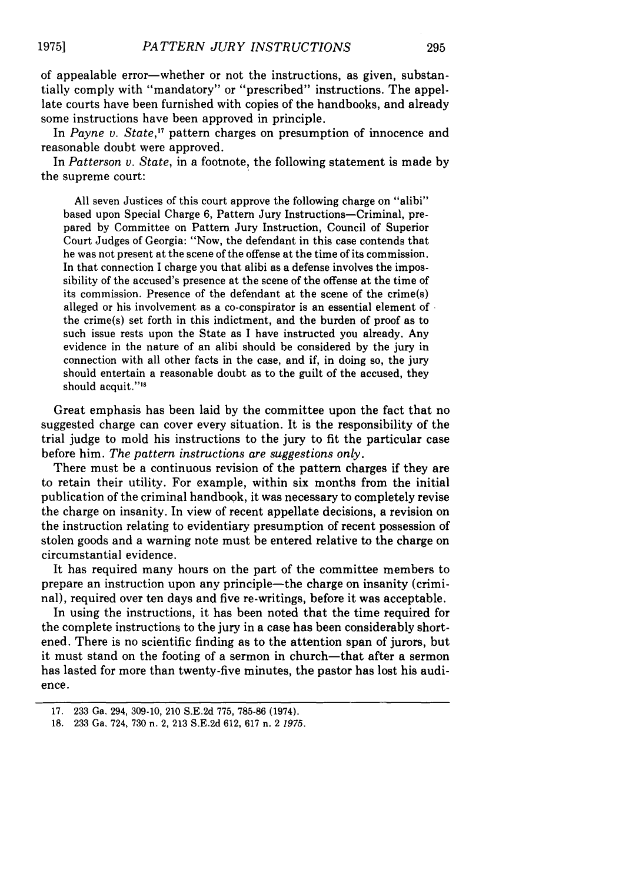of appealable error—whether or not the instructions, as given, substantially comply with "mandatory" or "prescribed" instructions. The appellate courts have been furnished with copies of the handbooks, and already some instructions have been approved in principle.

In *Payne v. State*,[17] pattern charges on presumption of innocence and reasonable doubt were approved.

In *Patterson v. State*, in a footnote, the following statement is made by the supreme court:

> All seven Justices of this court approve the following charge on "alibi" based upon Special Charge 6, Pattern Jury Instructions—Criminal, prepared by Committee on Pattern Jury Instruction, Council of Superior Court Judges of Georgia: "Now, the defendant in this case contends that he was not present at the scene of the offense at the time of its commission. In that connection I charge you that alibi as a defense involves the impossibility of the accused's presence at the scene of the offense at the time of its commission. Presence of the defendant at the scene of the crime(s) alleged or his involvement as a co-conspirator is an essential element of the crime(s) set forth in this indictment, and the burden of proof as to such issue rests upon the State as I have instructed you already. Any evidence in the nature of an alibi should be considered by the jury in connection with all other facts in the case, and if, in doing so, the jury should entertain a reasonable doubt as to the guilt of the accused, they should acquit."[18]

Great emphasis has been laid by the committee upon the fact that no suggested charge can cover every situation. It is the responsibility of the trial judge to mold his instructions to the jury to fit the particular case before him. *The pattern instructions are suggestions only.*

There must be a continuous revision of the pattern charges if they are to retain their utility. For example, within six months from the initial publication of the criminal handbook, it was necessary to completely revise the charge on insanity. In view of recent appellate decisions, a revision on the instruction relating to evidentiary presumption of recent possession of stolen goods and a warning note must be entered relative to the charge on circumstantial evidence.

It has required many hours on the part of the committee members to prepare an instruction upon any principle—the charge on insanity (criminal), required over ten days and five re-writings, before it was acceptable.

In using the instructions, it has been noted that the time required for the complete instructions to the jury in a case has been considerably shortened. There is no scientific finding as to the attention span of jurors, but it must stand on the footing of a sermon in church—that after a sermon has lasted for more than twenty-five minutes, the pastor has lost his audience.

---

17. 233 Ga. 294, 309-10, 210 S.E.2d 775, 785-86 (1974).
18. 233 Ga. 724, 730 n. 2, 213 S.E.2d 612, 617 n. 2 *1975*.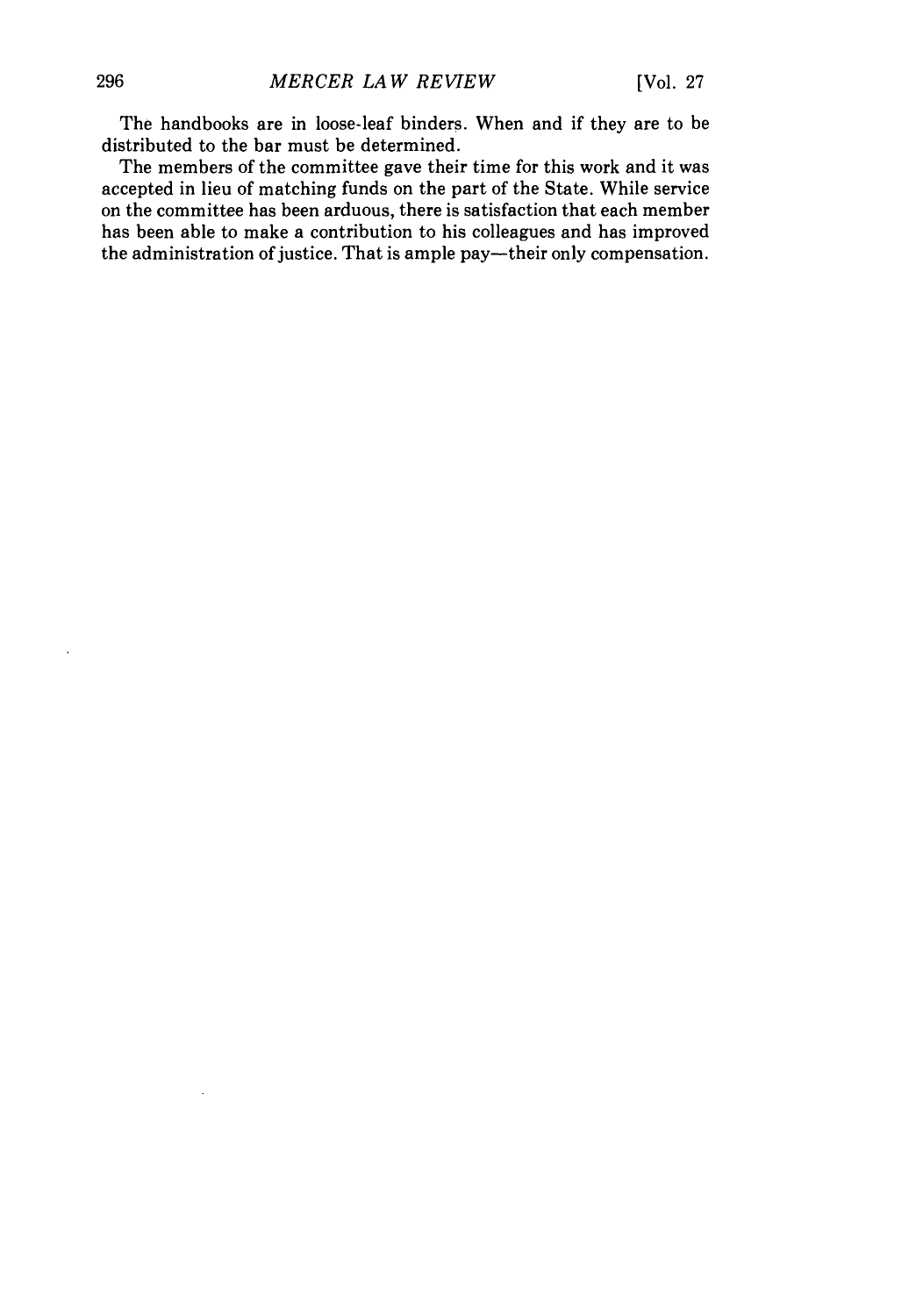The handbooks are in loose-leaf binders. When and if they are to be distributed to the bar must be determined.

The members of the committee gave their time for this work and it was accepted in lieu of matching funds on the part of the State. While service on the committee has been arduous, there is satisfaction that each member has been able to make a contribution to his colleagues and has improved the administration of justice. That is ample pay—their only compensation.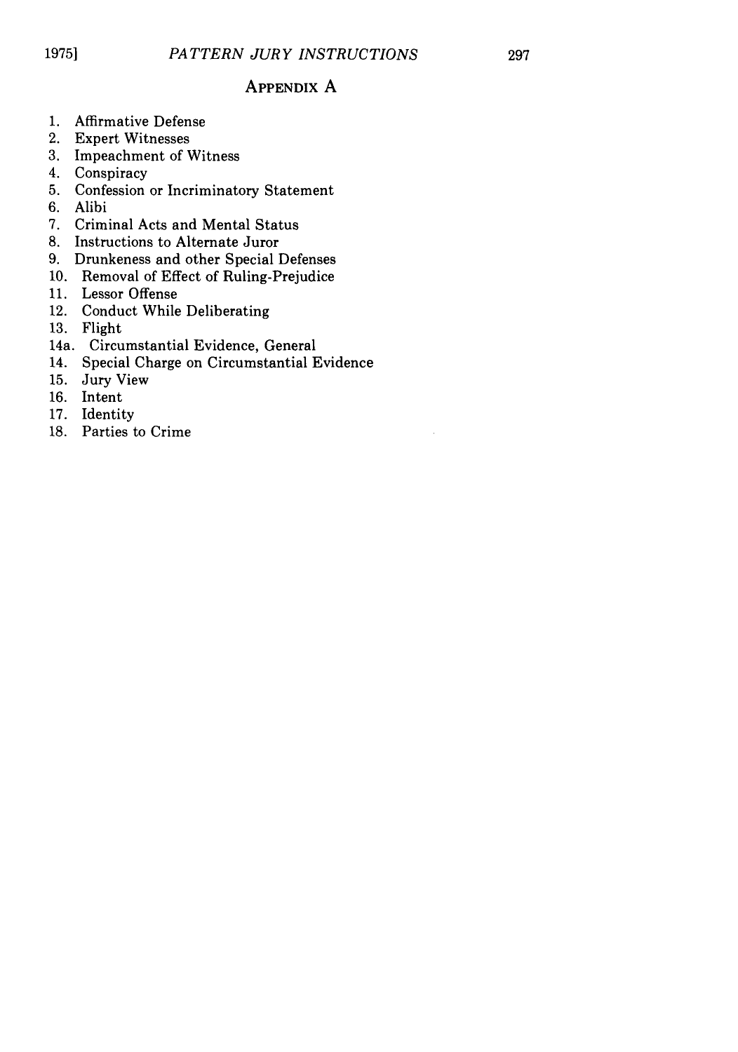## Appendix A

1. Affirmative Defense
2. Expert Witnesses
3. Impeachment of Witness
4. Conspiracy
5. Confession or Incriminatory Statement
6. Alibi
7. Criminal Acts and Mental Status
8. Instructions to Alternate Juror
9. Drunkeness and other Special Defenses
10. Removal of Effect of Ruling-Prejudice
11. Lessor Offense
12. Conduct While Deliberating
13. Flight

14a. Circumstantial Evidence, General

14. Special Charge on Circumstantial Evidence
15. Jury View
16. Intent
17. Identity
18. Parties to Crime